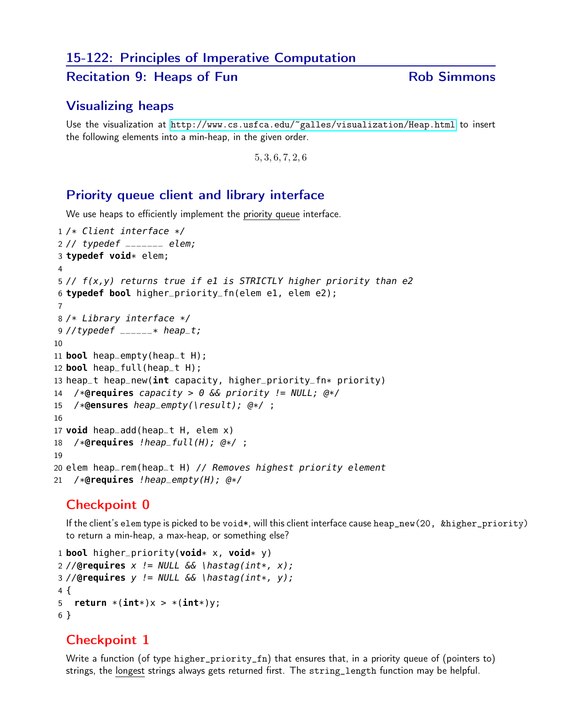# 15-122: Principles of Imperative Computation

## Recitation 9: Heaps of Fun — Rob Simmons

### Visualizing heaps

Use the visualization at http://www.cs.usfca.edu/~galles/visualization/Heap.html to insert the following elements into a min-heap, in the given order.

$$5, 3, 6, 7, 2, 6$$

### Priority queue client and library interface

We use heaps to efficiently implement the priority queue interface.

```
1 /* Client interface */
2 // typedef _______ elem;
3 typedef void* elem;
4
5 // f(x,y) returns true if e1 is STRICTLY higher priority than e2
6 typedef bool higher_priority_fn(elem e1, elem e2);
7
8 /* Library interface */
9 //typedef ______* heap_t;
10
11 bool heap_empty(heap_t H);
12 bool heap_full(heap_t H);
13 heap_t heap_new(int capacity, higher_priority_fn* priority)
14   /*@requires capacity > 0 && priority != NULL; @*/
15   /*@ensures heap_empty(\result); @*/ ;
16
17 void heap_add(heap_t H, elem x)
18   /*@requires !heap_full(H); @*/ ;
19
20 elem heap_rem(heap_t H) // Removes highest priority element
21   /*@requires !heap_empty(H); @*/
```

### Checkpoint 0

If the client's `elem` type is picked to be `void*`, will this client interface cause `heap_new(20, &higher_priority)` to return a min-heap, a max-heap, or something else?

```
1 bool higher_priority(void* x, void* y)
2 //@requires x != NULL && \hastag(int*, x);
3 //@requires y != NULL && \hastag(int*, y);
4 {
5   return *(int*)x > *(int*)y;
6 }
```

### Checkpoint 1

Write a function (of type `higher_priority_fn`) that ensures that, in a priority queue of (pointers to) strings, the longest strings always gets returned first. The `string_length` function may be helpful.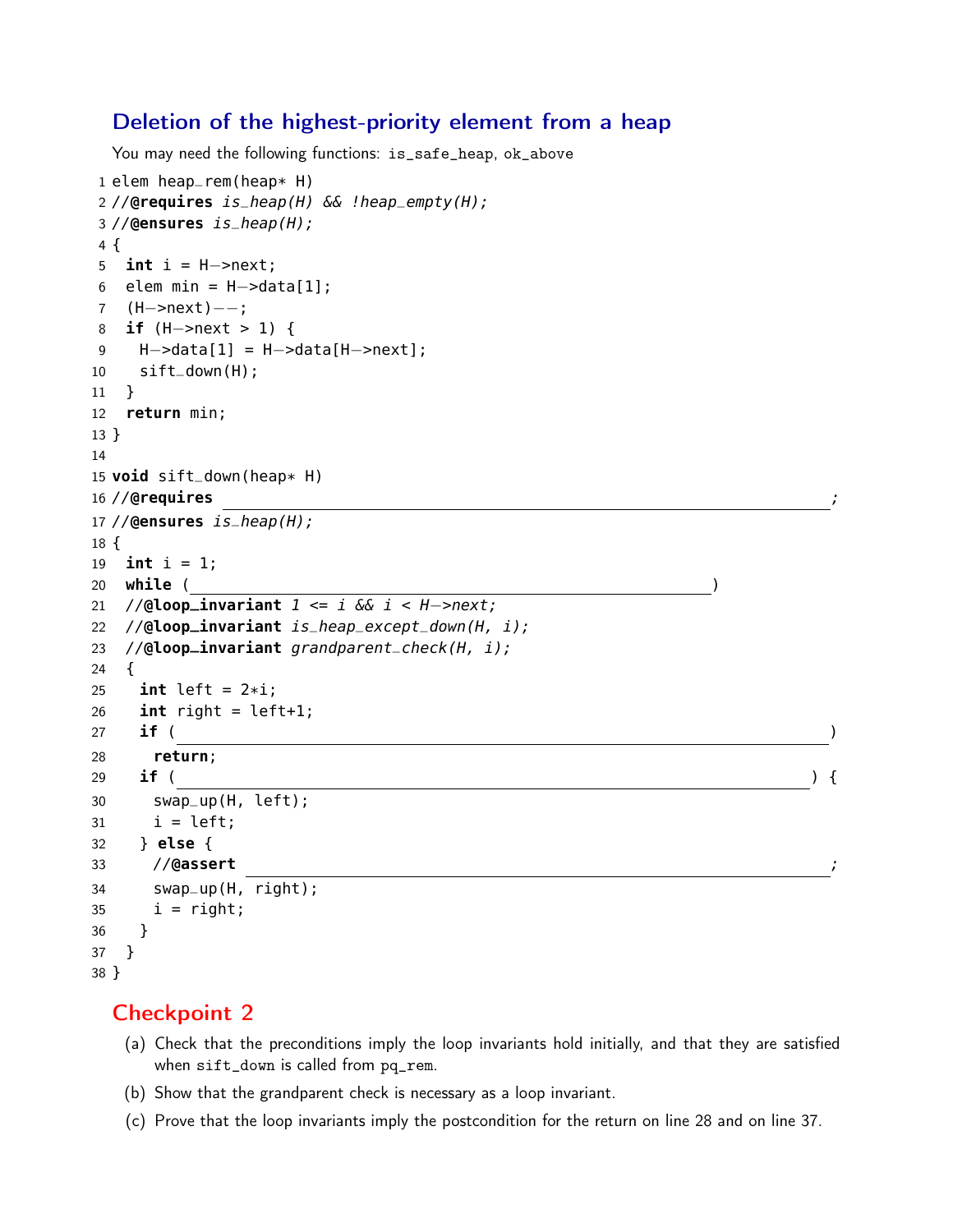## Deletion of the highest-priority element from a heap

You may need the following functions: `is_safe_heap`, `ok_above`

```
1  elem heap_rem(heap* H)
2  //@requires is_heap(H) && !heap_empty(H);
3  //@ensures is_heap(H);
4  {
5    int i = H->next;
6    elem min = H->data[1];
7    (H->next)--;
8    if (H->next > 1) {
9      H->data[1] = H->data[H->next];
10     sift_down(H);
11   }
12   return min;
13 }
14
15 void sift_down(heap* H)
16 //@requires ______________________________________________;
17 //@ensures is_heap(H);
18 {
19   int i = 1;
20   while (________________________________________)
21   //@loop_invariant 1 <= i && i < H->next;
22   //@loop_invariant is_heap_except_down(H, i);
23   //@loop_invariant grandparent_check(H, i);
24   {
25     int left = 2*i;
26     int right = left+1;
27     if (______________________________________________)
28       return;
29     if (____________________________________________) {
30       swap_up(H, left);
31       i = left;
32     } else {
33       //@assert ________________________________________;
34       swap_up(H, right);
35       i = right;
36     }
37   }
38 }
```

## Checkpoint 2

(a) Check that the preconditions imply the loop invariants hold initially, and that they are satisfied when `sift_down` is called from `pq_rem`.

(b) Show that the grandparent check is necessary as a loop invariant.

(c) Prove that the loop invariants imply the postcondition for the return on line 28 and on line 37.